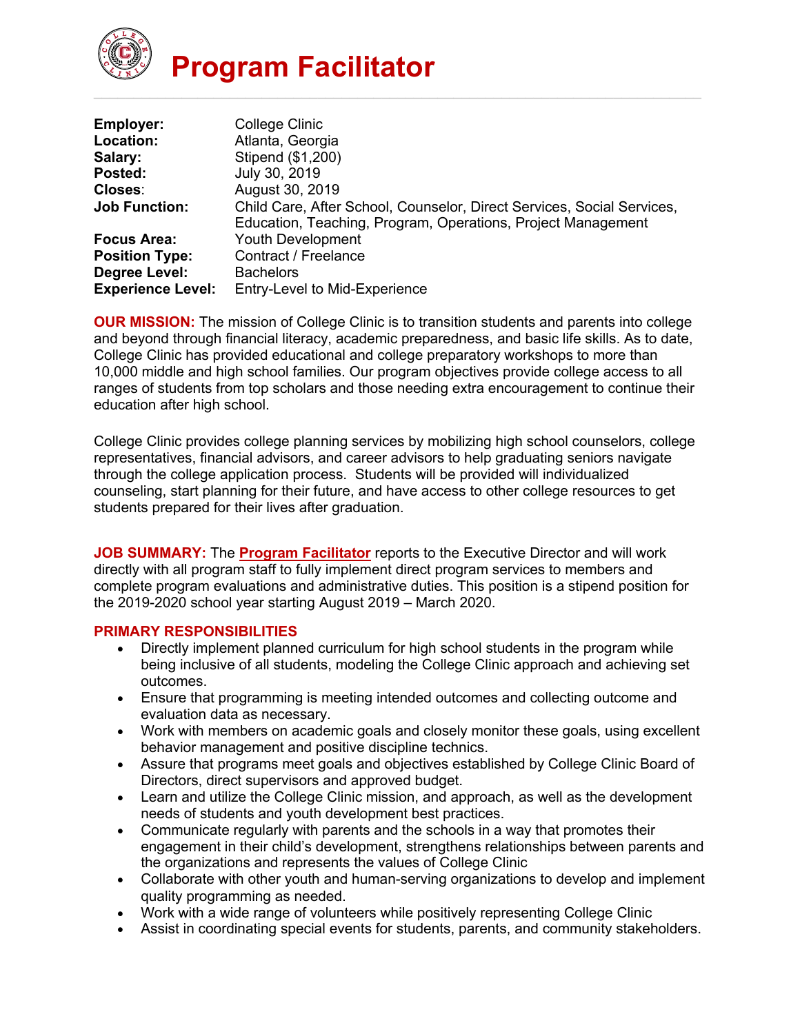# Program Facilitator

| | |
|---|---|
| **Employer:** | College Clinic |
| **Location:** | Atlanta, Georgia |
| **Salary:** | Stipend ($1,200) |
| **Posted:** | July 30, 2019 |
| **Closes**: | August 30, 2019 |
| **Job Function:** | Child Care, After School, Counselor, Direct Services, Social Services, Education, Teaching, Program, Operations, Project Management |
| **Focus Area:** | Youth Development |
| **Position Type:** | Contract / Freelance |
| **Degree Level:** | Bachelors |
| **Experience Level:** | Entry-Level to Mid-Experience |

**OUR MISSION:** The mission of College Clinic is to transition students and parents into college and beyond through financial literacy, academic preparedness, and basic life skills. As to date, College Clinic has provided educational and college preparatory workshops to more than 10,000 middle and high school families. Our program objectives provide college access to all ranges of students from top scholars and those needing extra encouragement to continue their education after high school.

College Clinic provides college planning services by mobilizing high school counselors, college representatives, financial advisors, and career advisors to help graduating seniors navigate through the college application process. Students will be provided will individualized counseling, start planning for their future, and have access to other college resources to get students prepared for their lives after graduation.

**JOB SUMMARY:** The **Program Facilitator** reports to the Executive Director and will work directly with all program staff to fully implement direct program services to members and complete program evaluations and administrative duties. This position is a stipend position for the 2019-2020 school year starting August 2019 – March 2020.

**PRIMARY RESPONSIBILITIES**

- Directly implement planned curriculum for high school students in the program while being inclusive of all students, modeling the College Clinic approach and achieving set outcomes.
- Ensure that programming is meeting intended outcomes and collecting outcome and evaluation data as necessary.
- Work with members on academic goals and closely monitor these goals, using excellent behavior management and positive discipline technics.
- Assure that programs meet goals and objectives established by College Clinic Board of Directors, direct supervisors and approved budget.
- Learn and utilize the College Clinic mission, and approach, as well as the development needs of students and youth development best practices.
- Communicate regularly with parents and the schools in a way that promotes their engagement in their child's development, strengthens relationships between parents and the organizations and represents the values of College Clinic
- Collaborate with other youth and human-serving organizations to develop and implement quality programming as needed.
- Work with a wide range of volunteers while positively representing College Clinic
- Assist in coordinating special events for students, parents, and community stakeholders.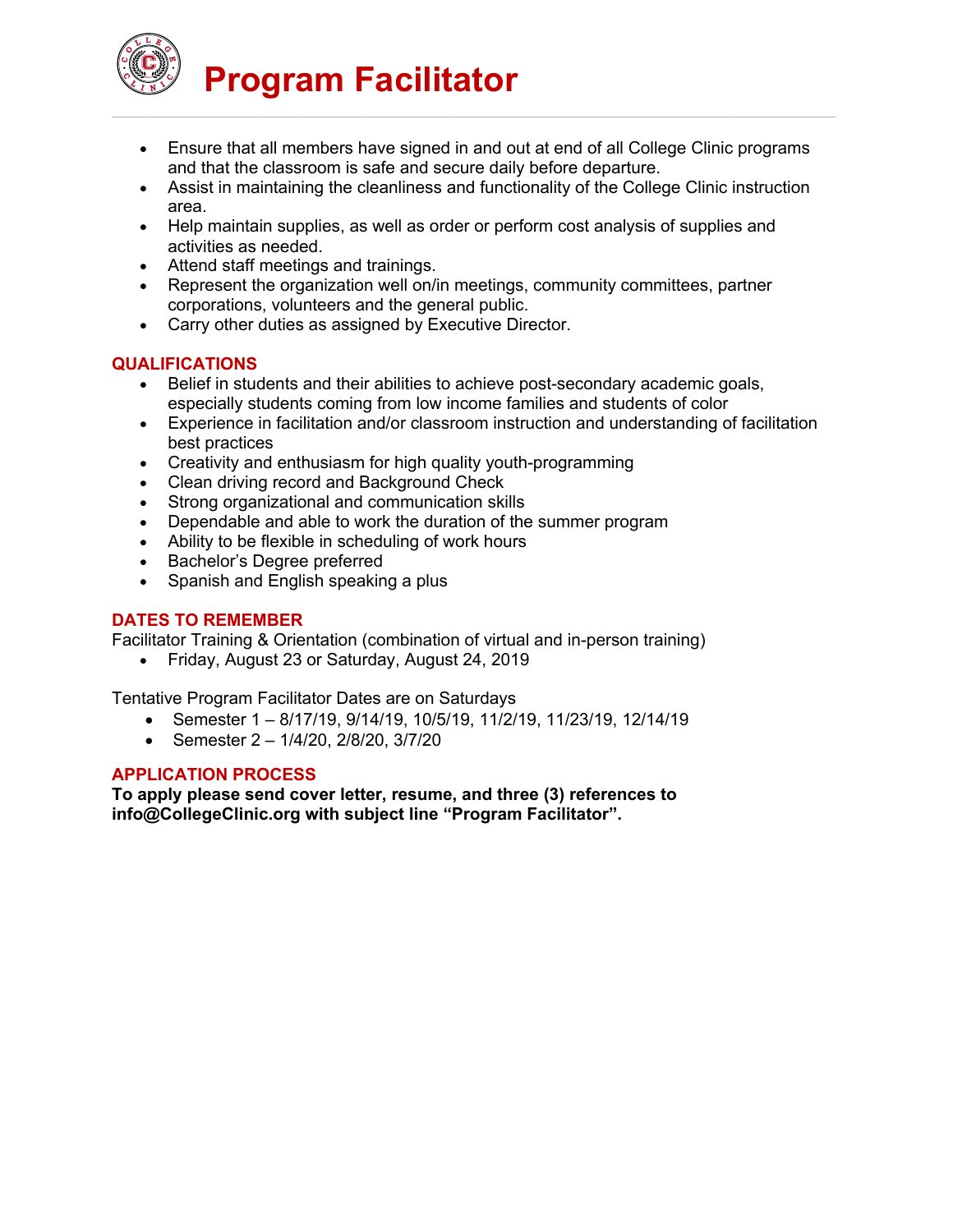# Program Facilitator

- Ensure that all members have signed in and out at end of all College Clinic programs and that the classroom is safe and secure daily before departure.
- Assist in maintaining the cleanliness and functionality of the College Clinic instruction area.
- Help maintain supplies, as well as order or perform cost analysis of supplies and activities as needed.
- Attend staff meetings and trainings.
- Represent the organization well on/in meetings, community committees, partner corporations, volunteers and the general public.
- Carry other duties as assigned by Executive Director.

## QUALIFICATIONS

- Belief in students and their abilities to achieve post-secondary academic goals, especially students coming from low income families and students of color
- Experience in facilitation and/or classroom instruction and understanding of facilitation best practices
- Creativity and enthusiasm for high quality youth-programming
- Clean driving record and Background Check
- Strong organizational and communication skills
- Dependable and able to work the duration of the summer program
- Ability to be flexible in scheduling of work hours
- Bachelor's Degree preferred
- Spanish and English speaking a plus

## DATES TO REMEMBER

Facilitator Training & Orientation (combination of virtual and in-person training)

- Friday, August 23 or Saturday, August 24, 2019

Tentative Program Facilitator Dates are on Saturdays

- Semester 1 – 8/17/19, 9/14/19, 10/5/19, 11/2/19, 11/23/19, 12/14/19
- Semester 2 – 1/4/20, 2/8/20, 3/7/20

## APPLICATION PROCESS

**To apply please send cover letter, resume, and three (3) references to info@CollegeClinic.org with subject line "Program Facilitator".**